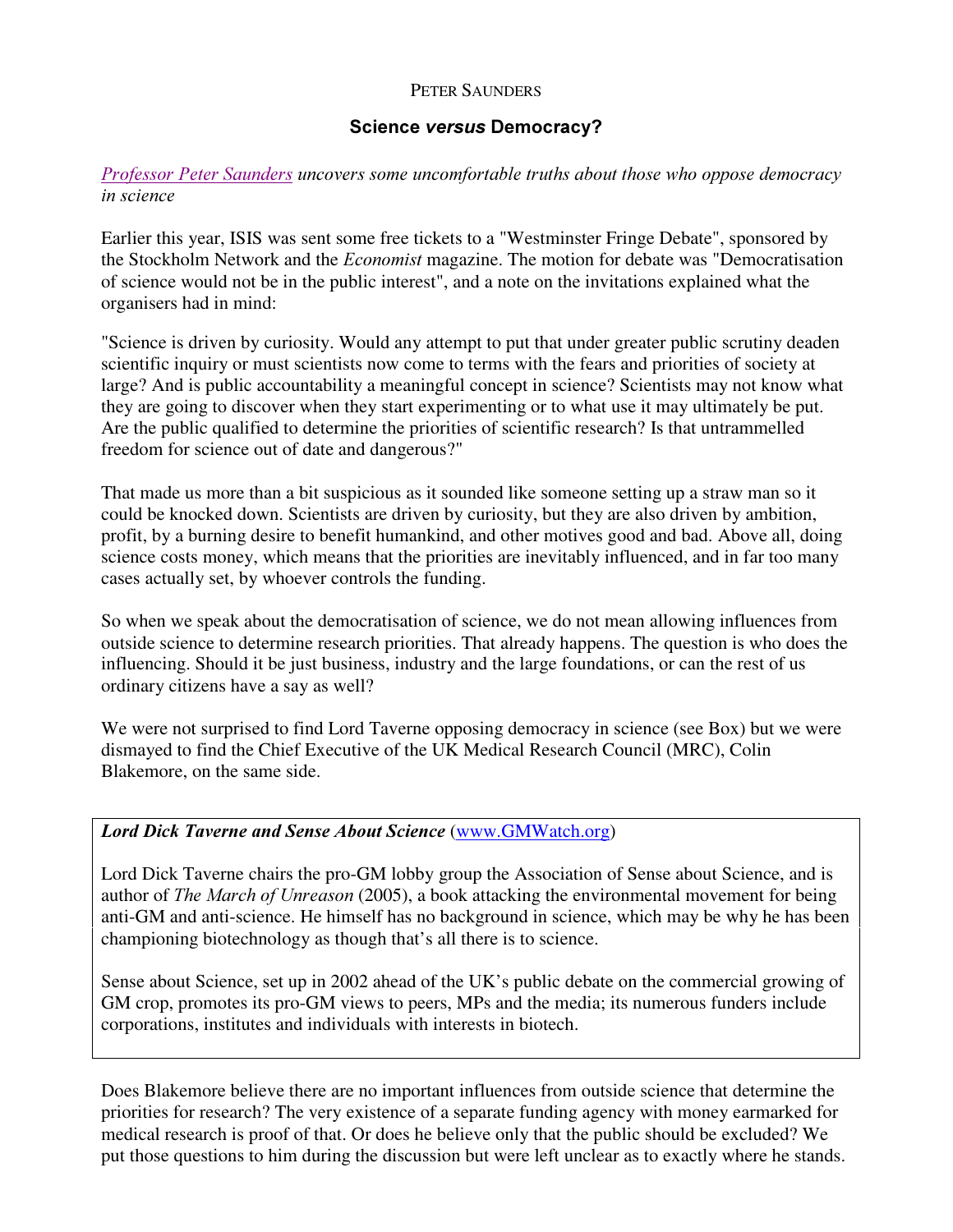PETER SAUNDERS

# Science *versus* Democracy?

*[Professor Peter Saunders](#) uncovers some uncomfortable truths about those who oppose democracy in science*

Earlier this year, ISIS was sent some free tickets to a "Westminster Fringe Debate", sponsored by the Stockholm Network and the *Economist* magazine. The motion for debate was "Democratisation of science would not be in the public interest", and a note on the invitations explained what the organisers had in mind:

"Science is driven by curiosity. Would any attempt to put that under greater public scrutiny deaden scientific inquiry or must scientists now come to terms with the fears and priorities of society at large? And is public accountability a meaningful concept in science? Scientists may not know what they are going to discover when they start experimenting or to what use it may ultimately be put. Are the public qualified to determine the priorities of scientific research? Is that untrammelled freedom for science out of date and dangerous?"

That made us more than a bit suspicious as it sounded like someone setting up a straw man so it could be knocked down. Scientists are driven by curiosity, but they are also driven by ambition, profit, by a burning desire to benefit humankind, and other motives good and bad. Above all, doing science costs money, which means that the priorities are inevitably influenced, and in far too many cases actually set, by whoever controls the funding.

So when we speak about the democratisation of science, we do not mean allowing influences from outside science to determine research priorities. That already happens. The question is who does the influencing. Should it be just business, industry and the large foundations, or can the rest of us ordinary citizens have a say as well?

We were not surprised to find Lord Taverne opposing democracy in science (see Box) but we were dismayed to find the Chief Executive of the UK Medical Research Council (MRC), Colin Blakemore, on the same side.

> ***Lord Dick Taverne and Sense About Science*** (www.GMWatch.org)
>
> Lord Dick Taverne chairs the pro-GM lobby group the Association of Sense about Science, and is author of *The March of Unreason* (2005), a book attacking the environmental movement for being anti-GM and anti-science. He himself has no background in science, which may be why he has been championing biotechnology as though that's all there is to science.
>
> Sense about Science, set up in 2002 ahead of the UK's public debate on the commercial growing of GM crop, promotes its pro-GM views to peers, MPs and the media; its numerous funders include corporations, institutes and individuals with interests in biotech.

Does Blakemore believe there are no important influences from outside science that determine the priorities for research? The very existence of a separate funding agency with money earmarked for medical research is proof of that. Or does he believe only that the public should be excluded? We put those questions to him during the discussion but were left unclear as to exactly where he stands.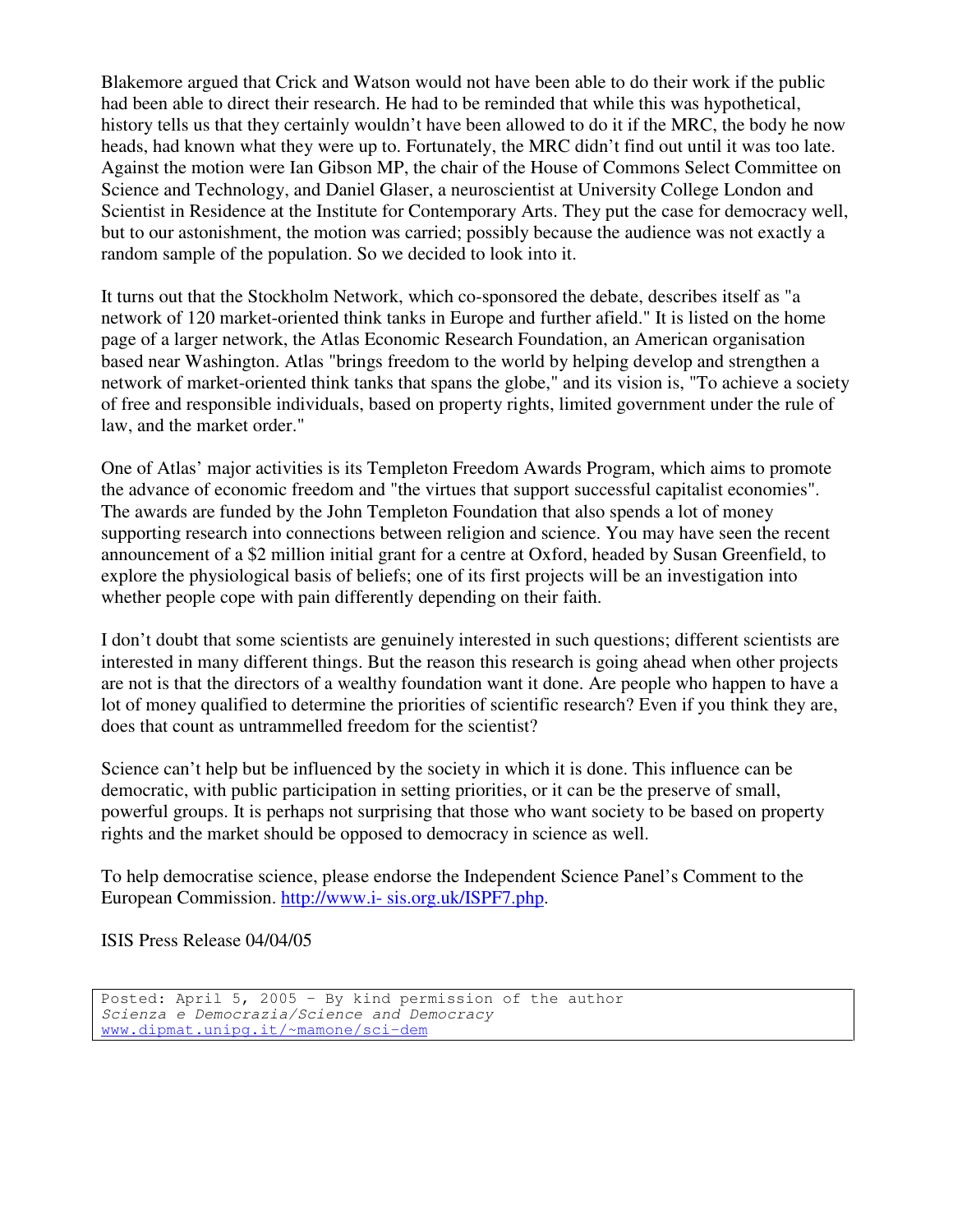Blakemore argued that Crick and Watson would not have been able to do their work if the public had been able to direct their research. He had to be reminded that while this was hypothetical, history tells us that they certainly wouldn't have been allowed to do it if the MRC, the body he now heads, had known what they were up to. Fortunately, the MRC didn't find out until it was too late. Against the motion were Ian Gibson MP, the chair of the House of Commons Select Committee on Science and Technology, and Daniel Glaser, a neuroscientist at University College London and Scientist in Residence at the Institute for Contemporary Arts. They put the case for democracy well, but to our astonishment, the motion was carried; possibly because the audience was not exactly a random sample of the population. So we decided to look into it.

It turns out that the Stockholm Network, which co-sponsored the debate, describes itself as "a network of 120 market-oriented think tanks in Europe and further afield." It is listed on the home page of a larger network, the Atlas Economic Research Foundation, an American organisation based near Washington. Atlas "brings freedom to the world by helping develop and strengthen a network of market-oriented think tanks that spans the globe," and its vision is, "To achieve a society of free and responsible individuals, based on property rights, limited government under the rule of law, and the market order."

One of Atlas' major activities is its Templeton Freedom Awards Program, which aims to promote the advance of economic freedom and "the virtues that support successful capitalist economies". The awards are funded by the John Templeton Foundation that also spends a lot of money supporting research into connections between religion and science. You may have seen the recent announcement of a $2 million initial grant for a centre at Oxford, headed by Susan Greenfield, to explore the physiological basis of beliefs; one of its first projects will be an investigation into whether people cope with pain differently depending on their faith.

I don't doubt that some scientists are genuinely interested in such questions; different scientists are interested in many different things. But the reason this research is going ahead when other projects are not is that the directors of a wealthy foundation want it done. Are people who happen to have a lot of money qualified to determine the priorities of scientific research? Even if you think they are, does that count as untrammelled freedom for the scientist?

Science can't help but be influenced by the society in which it is done. This influence can be democratic, with public participation in setting priorities, or it can be the preserve of small, powerful groups. It is perhaps not surprising that those who want society to be based on property rights and the market should be opposed to democracy in science as well.

To help democratise science, please endorse the Independent Science Panel's Comment to the European Commission. [http://www.i- sis.org.uk/ISPF7.php](http://www.i-sis.org.uk/ISPF7.php).

ISIS Press Release 04/04/05

Posted: April 5, 2005 - By kind permission of the author
*Scienza e Democrazia/Science and Democracy*
[www.dipmat.unipg.it/~mamone/sci-dem](http://www.dipmat.unipg.it/~mamone/sci-dem)